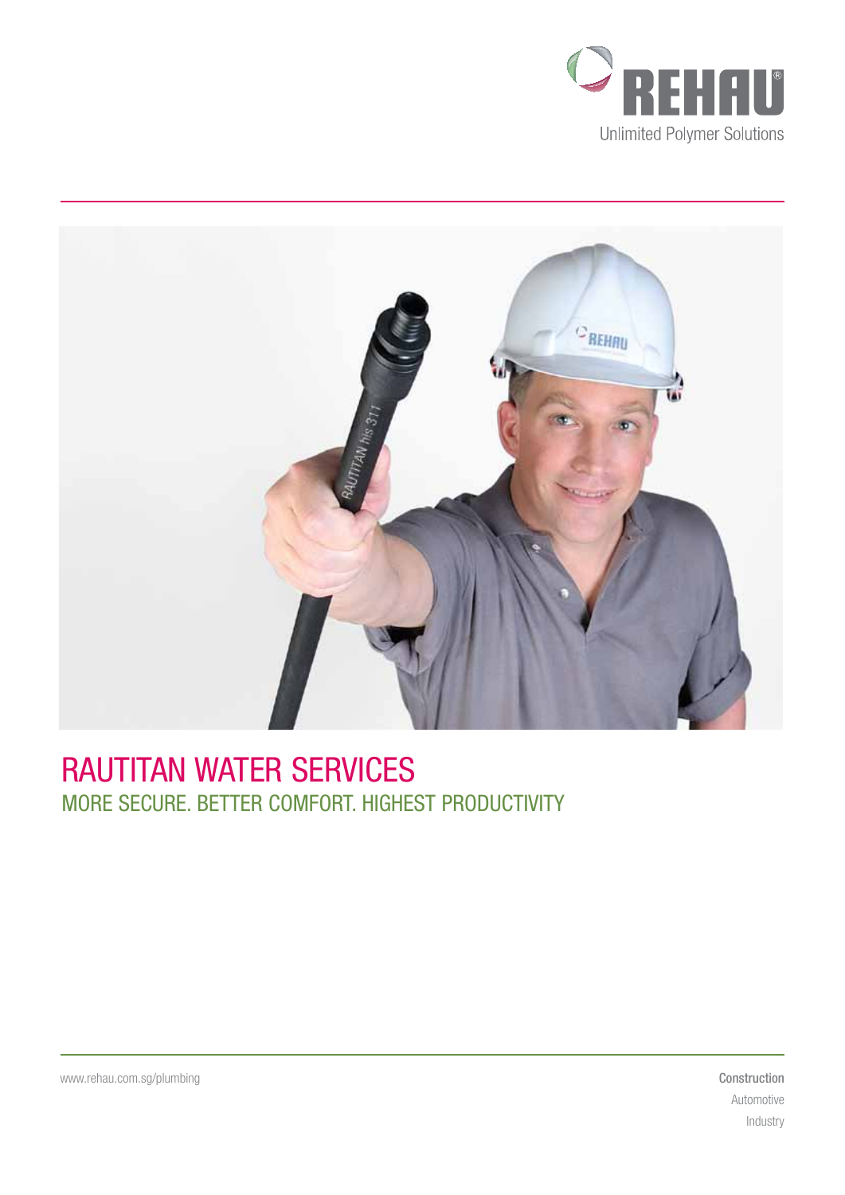REHAU

Unlimited Polymer Solutions

# RAUTITAN WATER SERVICES

## MORE SECURE. BETTER COMFORT. HIGHEST PRODUCTIVITY

www.rehau.com.sg/plumbing

**Construction**

Automotive

Industry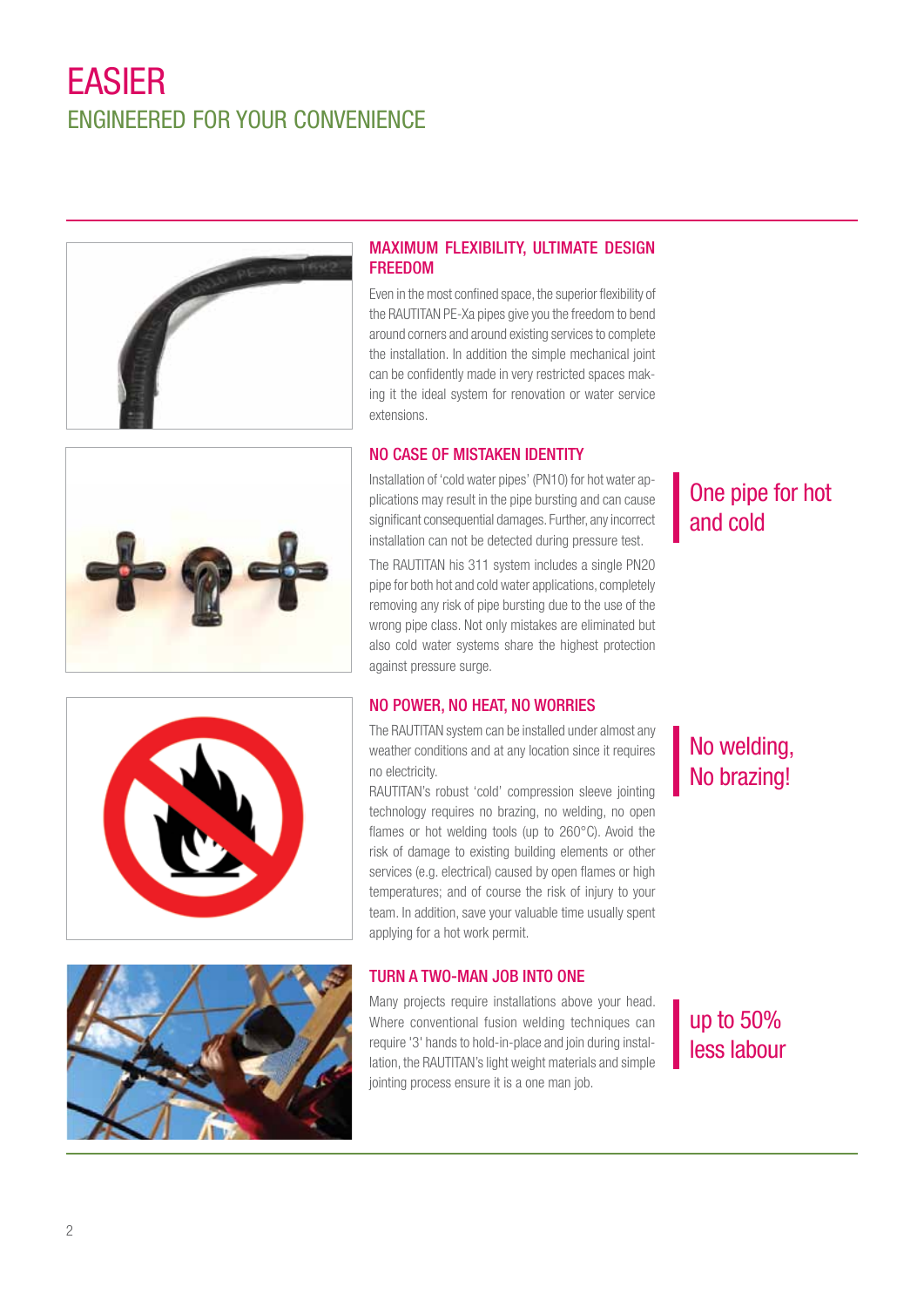# EASIER

## ENGINEERED FOR YOUR CONVENIENCE

### MAXIMUM FLEXIBILITY, ULTIMATE DESIGN FREEDOM

Even in the most confined space, the superior flexibility of the RAUTITAN PE-Xa pipes give you the freedom to bend around corners and around existing services to complete the installation. In addition the simple mechanical joint can be confidently made in very restricted spaces making it the ideal system for renovation or water service extensions.

### NO CASE OF MISTAKEN IDENTITY

Installation of 'cold water pipes' (PN10) for hot water applications may result in the pipe bursting and can cause significant consequential damages. Further, any incorrect installation can not be detected during pressure test.

The RAUTITAN his 311 system includes a single PN20 pipe for both hot and cold water applications, completely removing any risk of pipe bursting due to the use of the wrong pipe class. Not only mistakes are eliminated but also cold water systems share the highest protection against pressure surge.

One pipe for hot and cold

### NO POWER, NO HEAT, NO WORRIES

The RAUTITAN system can be installed under almost any weather conditions and at any location since it requires no electricity.

RAUTITAN's robust 'cold' compression sleeve jointing technology requires no brazing, no welding, no open flames or hot welding tools (up to 260°C). Avoid the risk of damage to existing building elements or other services (e.g. electrical) caused by open flames or high temperatures; and of course the risk of injury to your team. In addition, save your valuable time usually spent applying for a hot work permit.

No welding, No brazing!

### TURN A TWO-MAN JOB INTO ONE

Many projects require installations above your head. Where conventional fusion welding techniques can require '3' hands to hold-in-place and join during installation, the RAUTITAN's light weight materials and simple jointing process ensure it is a one man job.

up to 50% less labour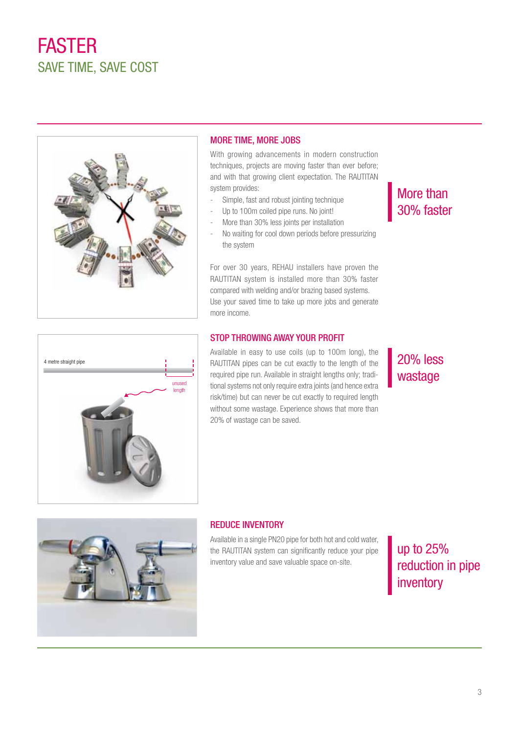# FASTER

## SAVE TIME, SAVE COST

### MORE TIME, MORE JOBS

With growing advancements in modern construction techniques, projects are moving faster than ever before; and with that growing client expectation. The RAUTITAN system provides:

- Simple, fast and robust jointing technique
- Up to 100m coiled pipe runs. No joint!
- More than 30% less joints per installation
- No waiting for cool down periods before pressurizing the system

For over 30 years, REHAU installers have proven the RAUTITAN system is installed more than 30% faster compared with welding and/or brazing based systems. Use your saved time to take up more jobs and generate more income.

More than 30% faster

4 metre straight pipe

unused length

### STOP THROWING AWAY YOUR PROFIT

Available in easy to use coils (up to 100m long), the RAUTITAN pipes can be cut exactly to the length of the required pipe run. Available in straight lengths only; traditional systems not only require extra joints (and hence extra risk/time) but can never be cut exactly to required length without some wastage. Experience shows that more than 20% of wastage can be saved.

20% less wastage

### REDUCE INVENTORY

Available in a single PN20 pipe for both hot and cold water, the RAUTITAN system can significantly reduce your pipe inventory value and save valuable space on-site.

up to 25% reduction in pipe inventory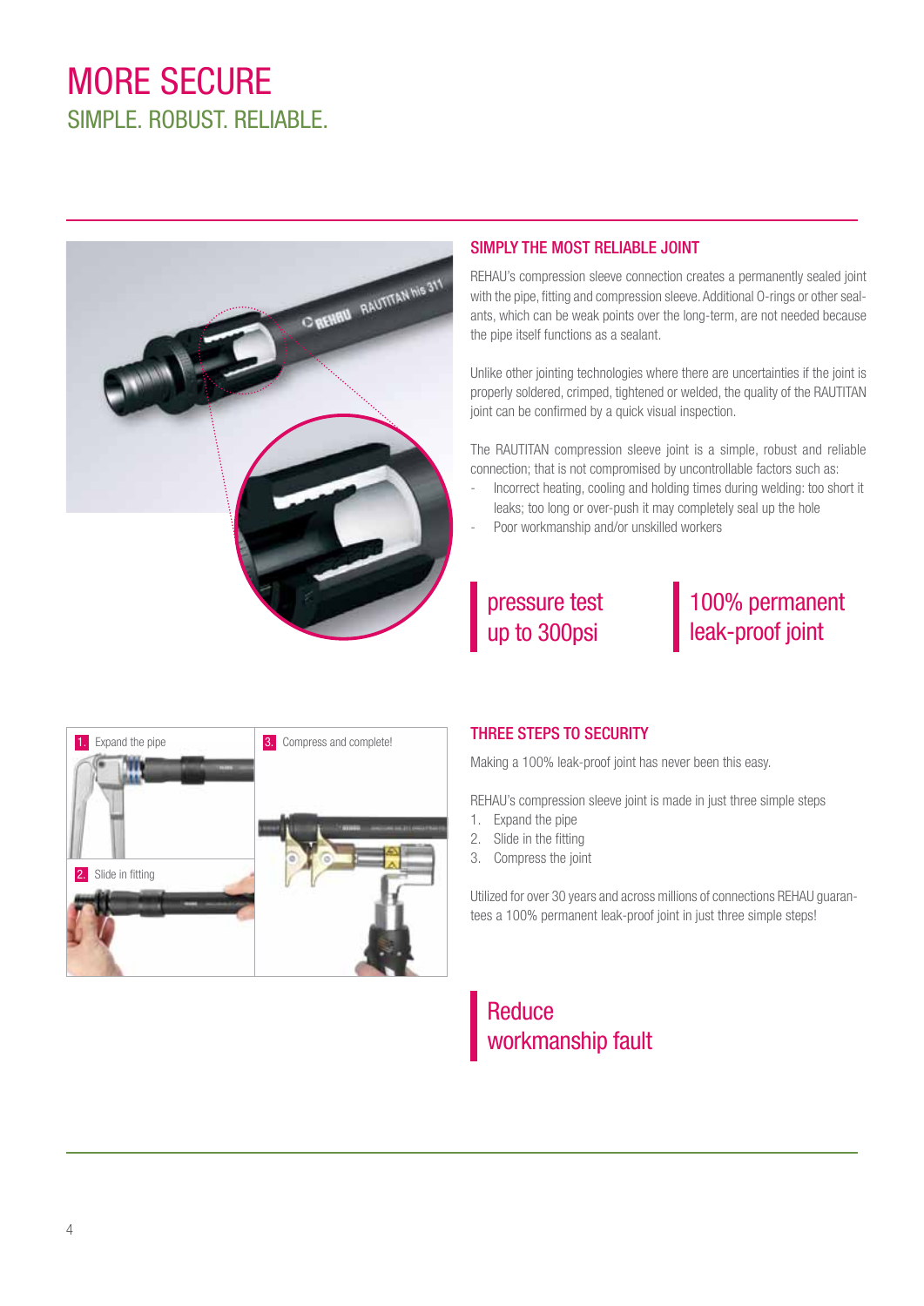# MORE SECURE

## SIMPLE. ROBUST. RELIABLE.

### SIMPLY THE MOST RELIABLE JOINT

REHAU's compression sleeve connection creates a permanently sealed joint with the pipe, fitting and compression sleeve. Additional O-rings or other sealants, which can be weak points over the long-term, are not needed because the pipe itself functions as a sealant.

Unlike other jointing technologies where there are uncertainties if the joint is properly soldered, crimped, tightened or welded, the quality of the RAUTITAN joint can be confirmed by a quick visual inspection.

The RAUTITAN compression sleeve joint is a simple, robust and reliable connection; that is not compromised by uncontrollable factors such as:

- Incorrect heating, cooling and holding times during welding: too short it leaks; too long or over-push it may completely seal up the hole
- Poor workmanship and/or unskilled workers

**pressure test up to 300psi**

**100% permanent leak-proof joint**

1. Expand the pipe
2. Slide in fitting
3. Compress and complete!

### THREE STEPS TO SECURITY

Making a 100% leak-proof joint has never been this easy.

REHAU's compression sleeve joint is made in just three simple steps

1. Expand the pipe
2. Slide in the fitting
3. Compress the joint

Utilized for over 30 years and across millions of connections REHAU guarantees a 100% permanent leak-proof joint in just three simple steps!

**Reduce workmanship fault**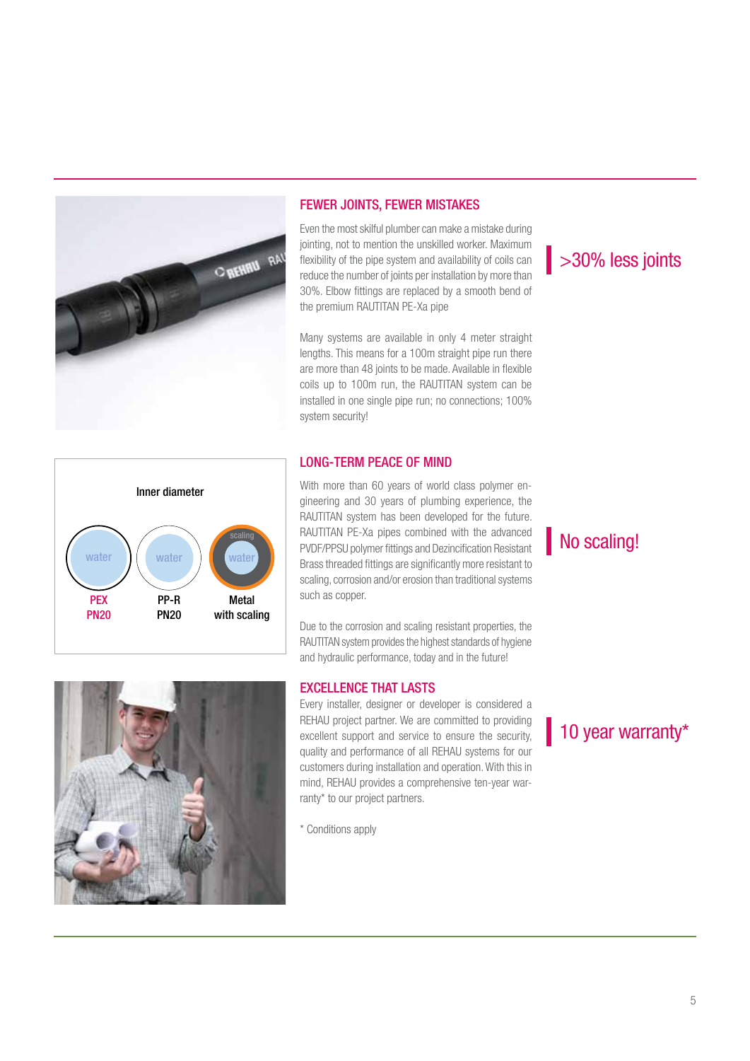## FEWER JOINTS, FEWER MISTAKES

Even the most skilful plumber can make a mistake during jointing, not to mention the unskilled worker. Maximum flexibility of the pipe system and availability of coils can reduce the number of joints per installation by more than 30%. Elbow fittings are replaced by a smooth bend of the premium RAUTITAN PE-Xa pipe

Many systems are available in only 4 meter straight lengths. This means for a 100m straight pipe run there are more than 48 joints to be made. Available in flexible coils up to 100m run, the RAUTITAN system can be installed in one single pipe run; no connections; 100% system security!

>30% less joints

Inner diameter

water
PEX
PN20

water
PP-R
PN20

scaling
water
Metal
with scaling

## LONG-TERM PEACE OF MIND

With more than 60 years of world class polymer engineering and 30 years of plumbing experience, the RAUTITAN system has been developed for the future. RAUTITAN PE-Xa pipes combined with the advanced PVDF/PPSU polymer fittings and Dezincification Resistant Brass threaded fittings are significantly more resistant to scaling, corrosion and/or erosion than traditional systems such as copper.

Due to the corrosion and scaling resistant properties, the RAUTITAN system provides the highest standards of hygiene and hydraulic performance, today and in the future!

No scaling!

## EXCELLENCE THAT LASTS

Every installer, designer or developer is considered a REHAU project partner. We are committed to providing excellent support and service to ensure the security, quality and performance of all REHAU systems for our customers during installation and operation. With this in mind, REHAU provides a comprehensive ten-year warranty* to our project partners.

* Conditions apply

10 year warranty*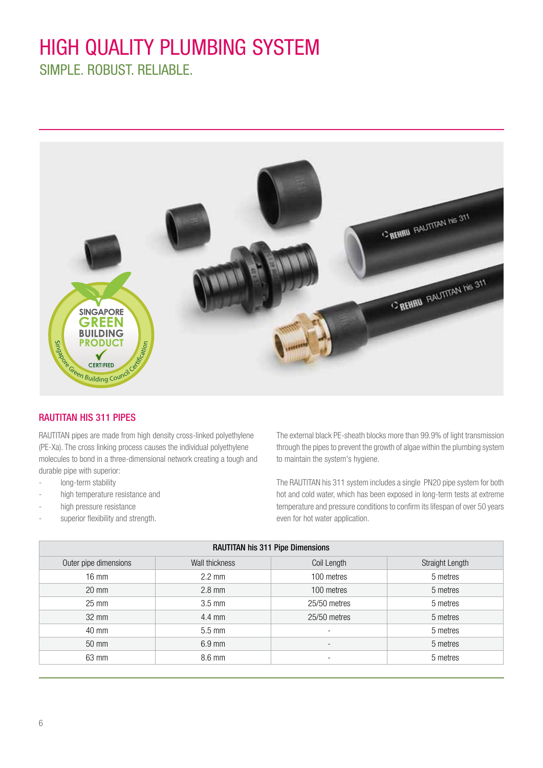# HIGH QUALITY PLUMBING SYSTEM

## SIMPLE. ROBUST. RELIABLE.

### RAUTITAN HIS 311 PIPES

RAUTITAN pipes are made from high density cross-linked polyethylene (PE-Xa). The cross linking process causes the individual polyethylene molecules to bond in a three-dimensional network creating a tough and durable pipe with superior:

- long-term stability
- high temperature resistance and
- high pressure resistance
- superior flexibility and strength.

The external black PE-sheath blocks more than 99.9% of light transmission through the pipes to prevent the growth of algae within the plumbing system to maintain the system's hygiene.

The RAUTITAN his 311 system includes a single PN20 pipe system for both hot and cold water, which has been exposed in long-term tests at extreme temperature and pressure conditions to confirm its lifespan of over 50 years even for hot water application.

| RAUTITAN his 311 Pipe Dimensions | | | |
|---|---|---|---|
| Outer pipe dimensions | Wall thickness | Coil Length | Straight Length |
| 16 mm | 2.2 mm | 100 metres | 5 metres |
| 20 mm | 2.8 mm | 100 metres | 5 metres |
| 25 mm | 3.5 mm | 25/50 metres | 5 metres |
| 32 mm | 4.4 mm | 25/50 metres | 5 metres |
| 40 mm | 5.5 mm | - | 5 metres |
| 50 mm | 6.9 mm | - | 5 metres |
| 63 mm | 8.6 mm | - | 5 metres |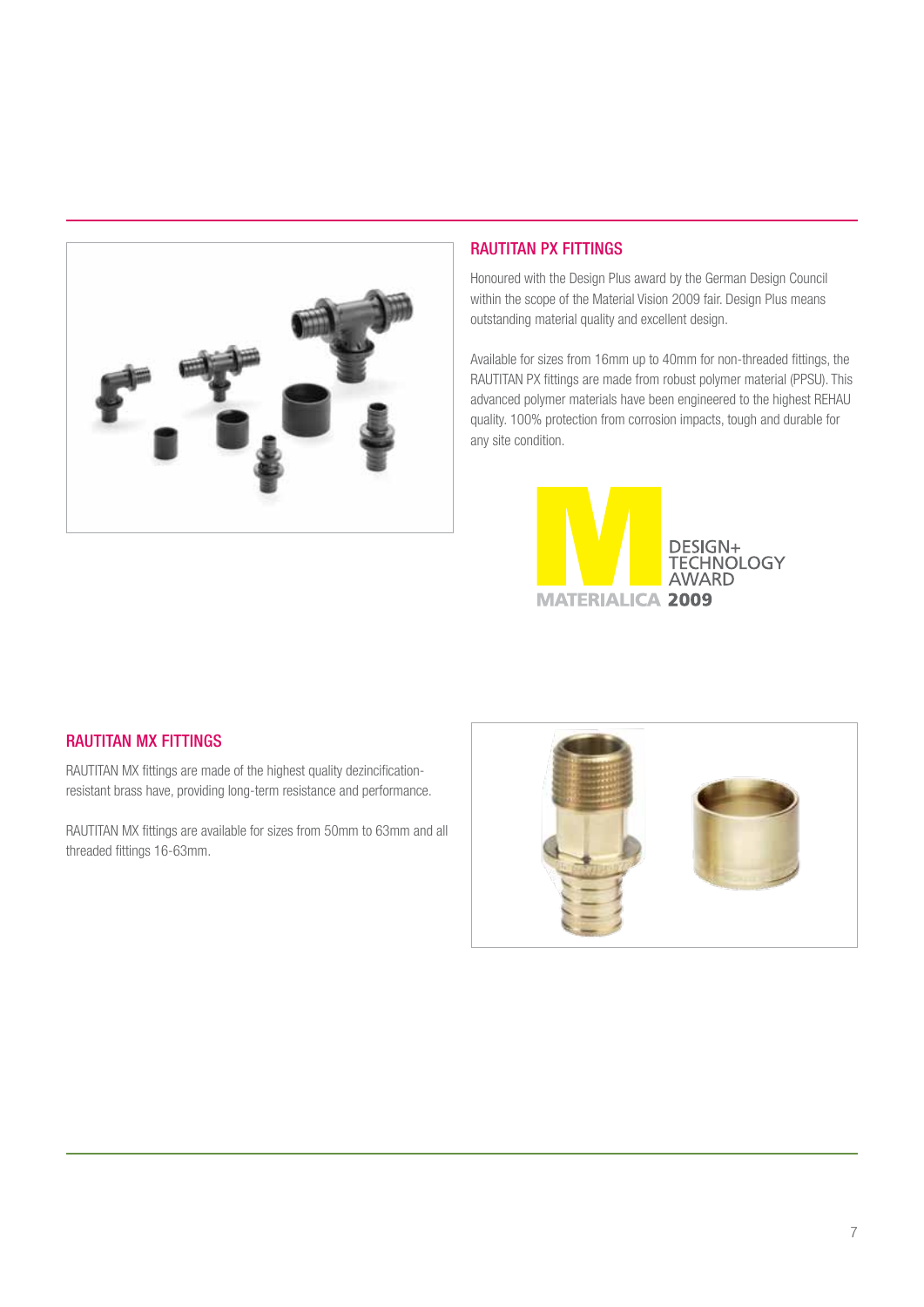## RAUTITAN PX FITTINGS

Honoured with the Design Plus award by the German Design Council within the scope of the Material Vision 2009 fair. Design Plus means outstanding material quality and excellent design.

Available for sizes from 16mm up to 40mm for non-threaded fittings, the RAUTITAN PX fittings are made from robust polymer material (PPSU). This advanced polymer materials have been engineered to the highest REHAU quality. 100% protection from corrosion impacts, tough and durable for any site condition.

DESIGN+ TECHNOLOGY AWARD
MATERIALICA 2009

## RAUTITAN MX FITTINGS

RAUTITAN MX fittings are made of the highest quality dezincification-resistant brass have, providing long-term resistance and performance.

RAUTITAN MX fittings are available for sizes from 50mm to 63mm and all threaded fittings 16-63mm.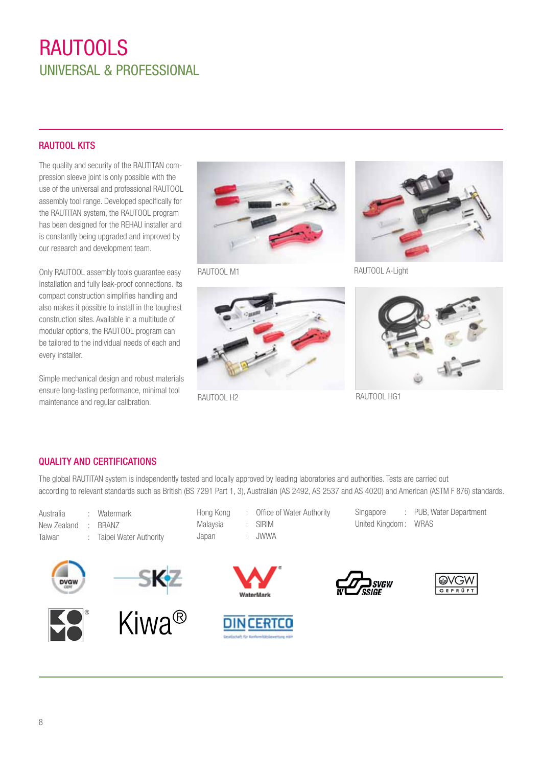# RAUTOOLS
## UNIVERSAL & PROFESSIONAL

### RAUTOOL KITS

The quality and security of the RAUTITAN compression sleeve joint is only possible with the use of the universal and professional RAUTOOL assembly tool range. Developed specifically for the RAUTITAN system, the RAUTOOL program has been designed for the REHAU installer and is constantly being upgraded and improved by our research and development team.

Only RAUTOOL assembly tools guarantee easy installation and fully leak-proof connections. Its compact construction simplifies handling and also makes it possible to install in the toughest construction sites. Available in a multitude of modular options, the RAUTOOL program can be tailored to the individual needs of each and every installer.

Simple mechanical design and robust materials ensure long-lasting performance, minimal tool maintenance and regular calibration.

RAUTOOL M1

RAUTOOL A-Light

RAUTOOL H2

RAUTOOL HG1

### QUALITY AND CERTIFICATIONS

The global RAUTITAN system is independently tested and locally approved by leading laboratories and authorities. Tests are carried out according to relevant standards such as British (BS 7291 Part 1, 3), Australian (AS 2492, AS 2537 and AS 4020) and American (ASTM F 876) standards.

| | | |
|---|---|---|
| Australia | : | Watermark |
| New Zealand | : | BRANZ |
| Taiwan | : | Taipei Water Authority |
| Hong Kong | : | Office of Water Authority |
| Malaysia | : | SIRIM |
| Japan | : | JWWA |
| Singapore | : | PUB, Water Department |
| United Kingdom | : | WRAS |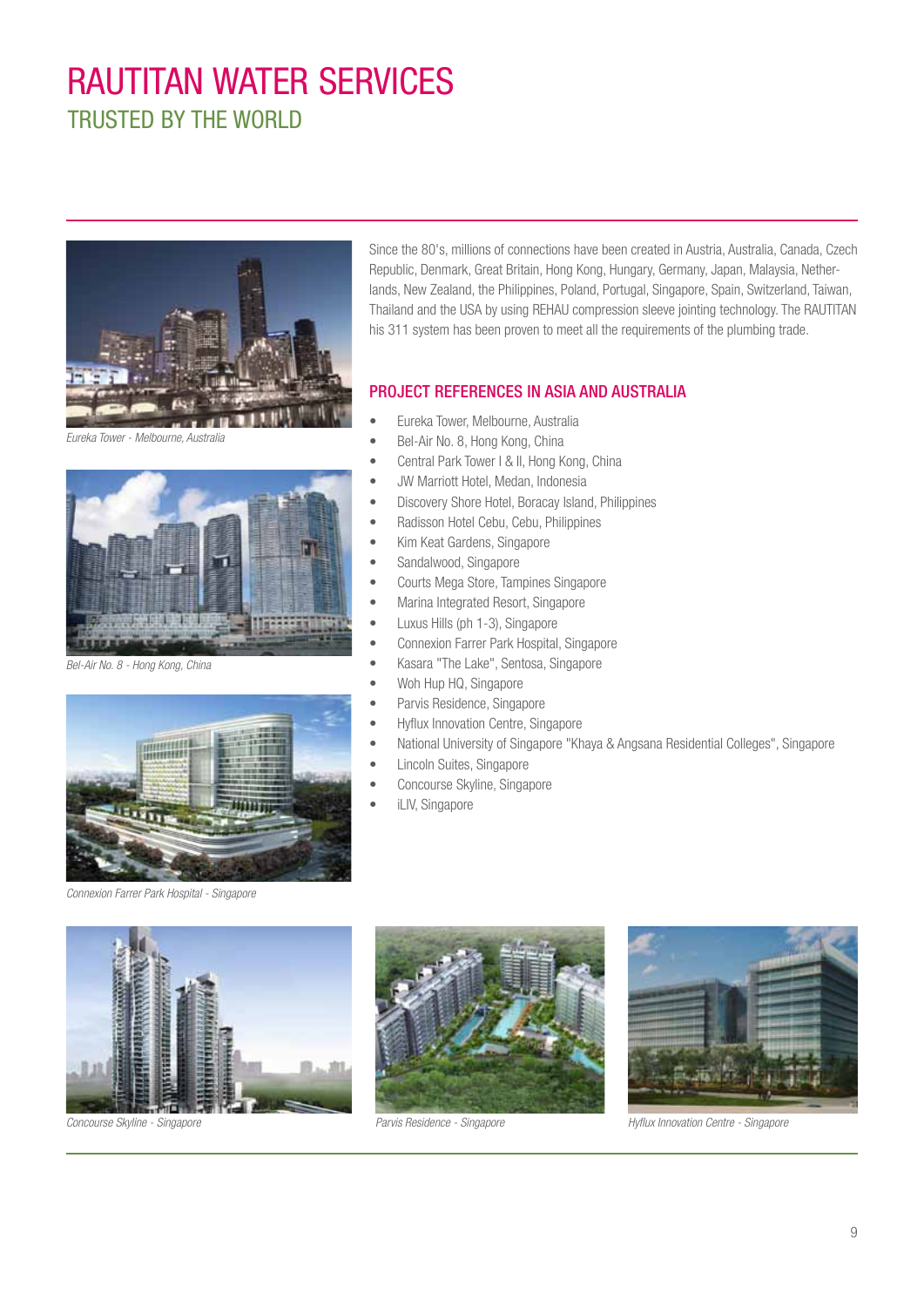# RAUTITAN WATER SERVICES

## TRUSTED BY THE WORLD

*Eureka Tower - Melbourne, Australia*

*Bel-Air No. 8 - Hong Kong, China*

*Connexion Farrer Park Hospital - Singapore*

Since the 80's, millions of connections have been created in Austria, Australia, Canada, Czech Republic, Denmark, Great Britain, Hong Kong, Hungary, Germany, Japan, Malaysia, Netherlands, New Zealand, the Philippines, Poland, Portugal, Singapore, Spain, Switzerland, Taiwan, Thailand and the USA by using REHAU compression sleeve jointing technology. The RAUTITAN his 311 system has been proven to meet all the requirements of the plumbing trade.

### PROJECT REFERENCES IN ASIA AND AUSTRALIA

- Eureka Tower, Melbourne, Australia
- Bel-Air No. 8, Hong Kong, China
- Central Park Tower I & II, Hong Kong, China
- JW Marriott Hotel, Medan, Indonesia
- Discovery Shore Hotel, Boracay Island, Philippines
- Radisson Hotel Cebu, Cebu, Philippines
- Kim Keat Gardens, Singapore
- Sandalwood, Singapore
- Courts Mega Store, Tampines Singapore
- Marina Integrated Resort, Singapore
- Luxus Hills (ph 1-3), Singapore
- Connexion Farrer Park Hospital, Singapore
- Kasara "The Lake", Sentosa, Singapore
- Woh Hup HQ, Singapore
- Parvis Residence, Singapore
- Hyflux Innovation Centre, Singapore
- National University of Singapore "Khaya & Angsana Residential Colleges", Singapore
- Lincoln Suites, Singapore
- Concourse Skyline, Singapore
- iLIV, Singapore

*Concourse Skyline - Singapore*

*Parvis Residence - Singapore*

*Hyflux Innovation Centre - Singapore*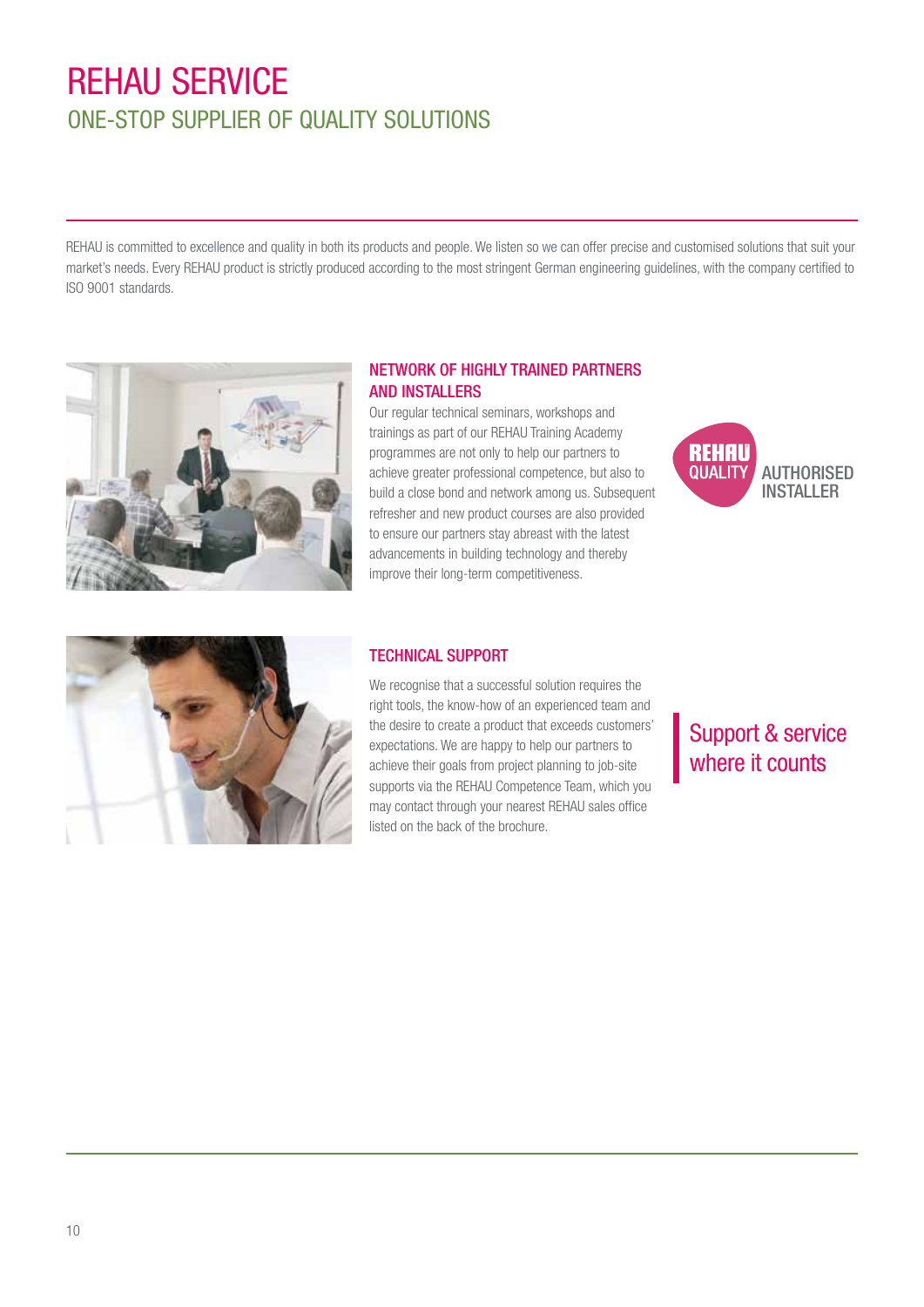# REHAU SERVICE

## ONE-STOP SUPPLIER OF QUALITY SOLUTIONS

REHAU is committed to excellence and quality in both its products and people. We listen so we can offer precise and customised solutions that suit your market's needs. Every REHAU product is strictly produced according to the most stringent German engineering guidelines, with the company certified to ISO 9001 standards.

### NETWORK OF HIGHLY TRAINED PARTNERS AND INSTALLERS

Our regular technical seminars, workshops and trainings as part of our REHAU Training Academy programmes are not only to help our partners to achieve greater professional competence, but also to build a close bond and network among us. Subsequent refresher and new product courses are also provided to ensure our partners stay abreast with the latest advancements in building technology and thereby improve their long-term competitiveness.

REHAU QUALITY AUTHORISED INSTALLER

### TECHNICAL SUPPORT

We recognise that a successful solution requires the right tools, the know-how of an experienced team and the desire to create a product that exceeds customers' expectations. We are happy to help our partners to achieve their goals from project planning to job-site supports via the REHAU Competence Team, which you may contact through your nearest REHAU sales office listed on the back of the brochure.

Support & service where it counts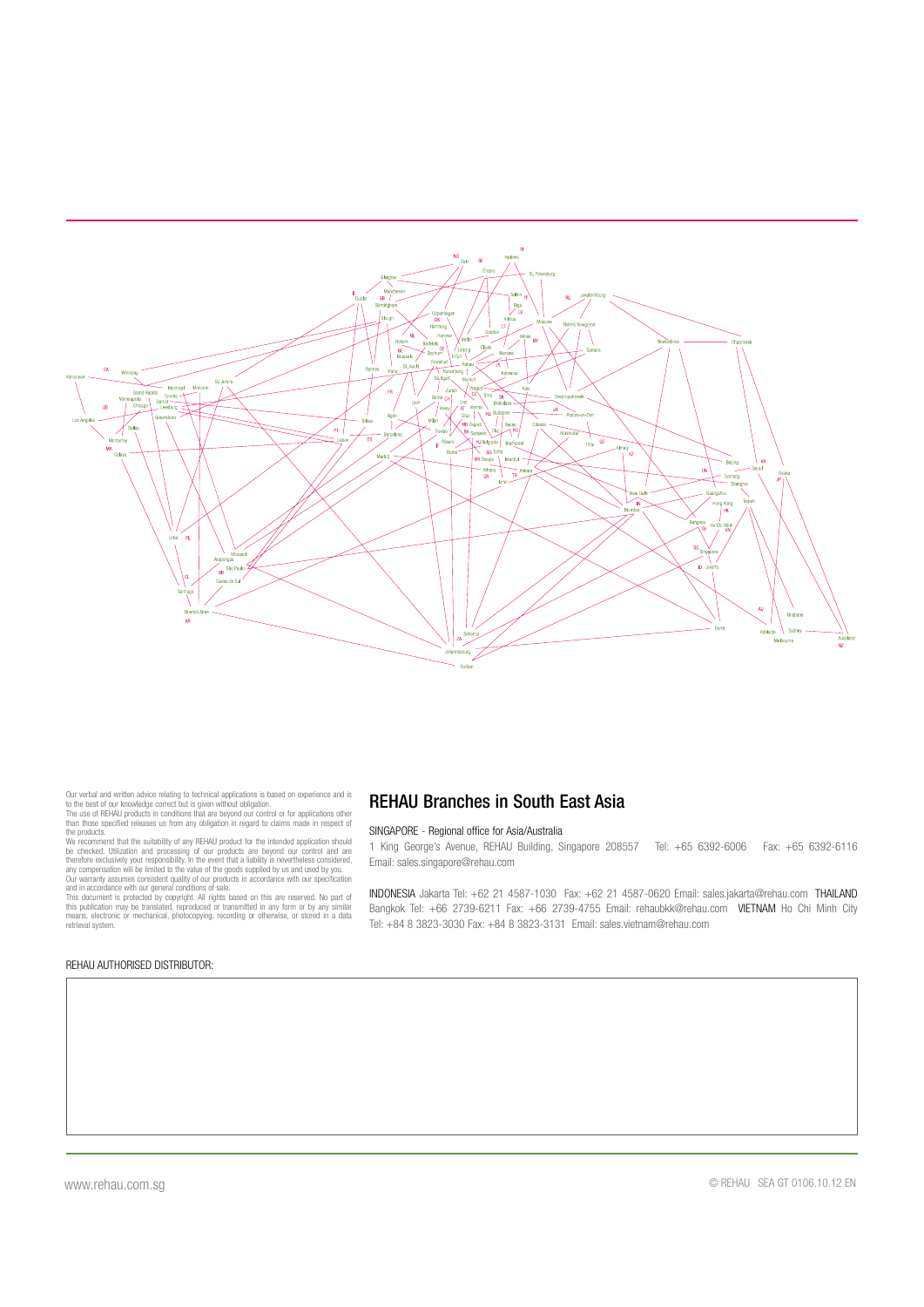Our verbal and written advice relating to technical applications is based on experience and is to the best of our knowledge correct but is given without obligation.
The use of REHAU products in conditions that are beyond our control or for applications other than those specified releases us from any obligation in regard to claims made in respect of the products.
We recommend that the suitability of any REHAU product for the intended application should be checked. Utilization and processing of our products are beyond our control and are therefore exclusively your responsibility. In the event that a liability is nevertheless considered, any compensation will be limited to the value of the goods supplied by us and used by you.
Our warranty assumes consistent quality of our products in accordance with our specification and in accordance with our general conditions of sale.
This document is protected by copyright. All rights based on this are reserved. No part of this publication may be translated, reproduced or transmitted in any form or by any similar means, electronic or mechanical, photocopying, recording or otherwise, or stored in a data retrieval system.

## REHAU Branches in South East Asia

SINGAPORE - Regional office for Asia/Australia
1 King George's Avenue, REHAU Building, Singapore 208557 Tel: +65 6392-6006 Fax: +65 6392-6116
Email: sales.singapore@rehau.com

INDONESIA Jakarta Tel: +62 21 4587-1030 Fax: +62 21 4587-0620 Email: sales.jakarta@rehau.com THAILAND Bangkok Tel: +66 2739-6211 Fax: +66 2739-4755 Email: rehaubkk@rehau.com VIETNAM Ho Chi Minh City Tel: +84 8 3823-3030 Fax: +84 8 3823-3131 Email: sales.vietnam@rehau.com

REHAU AUTHORISED DISTRIBUTOR:

www.rehau.com.sg

© REHAU SEA GT 0106.10.12 EN